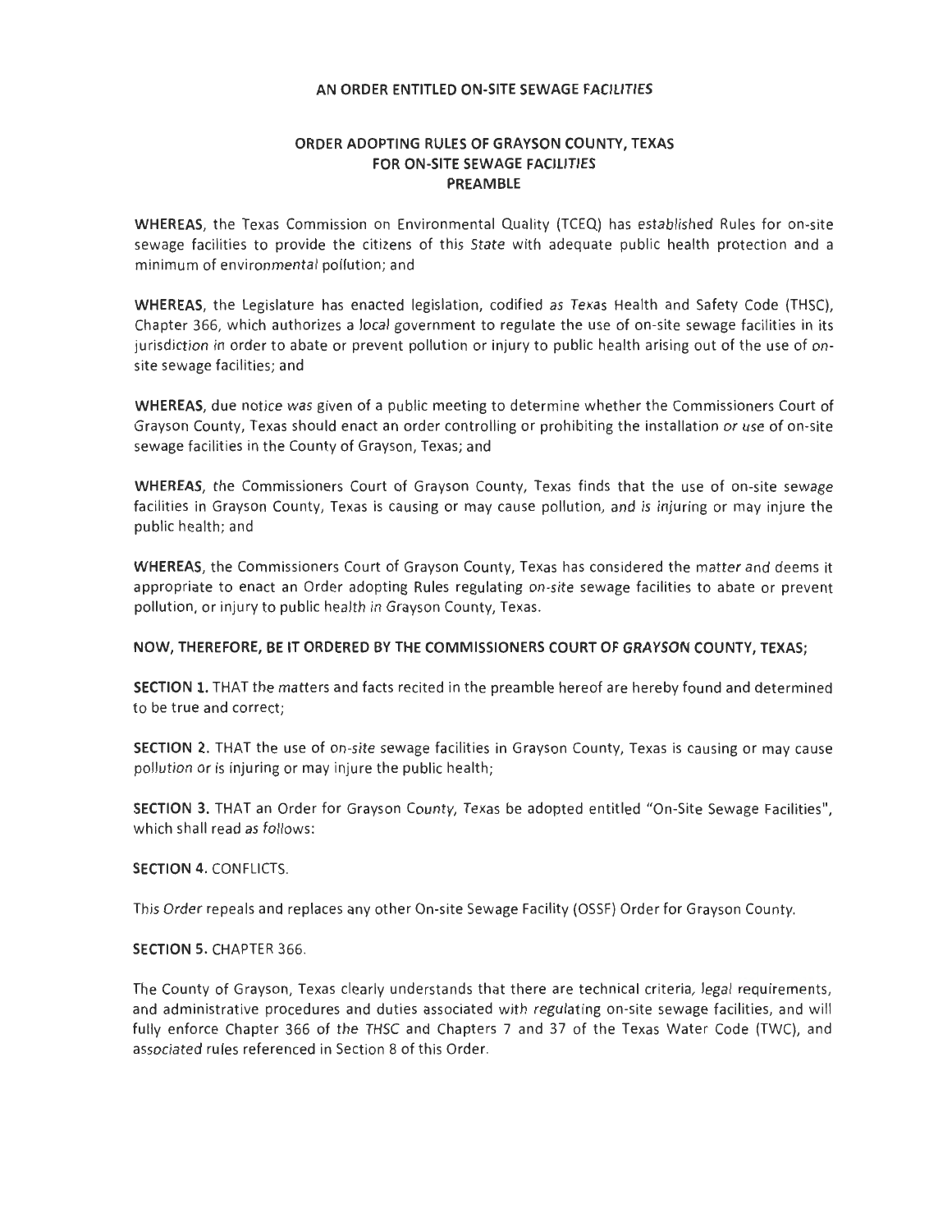# AN ORDER ENTITLED ON-SITE SEWAGE FACILITIES

## ORDER ADOPTING RULES OF GRAYSON COUNTY, TEXAS FOR ON-SITE SEWAGE FACILITIES PREAMBLE

**WHEREAS**, the Texas Commission on Environmental Quality (TCEQ) has established Rules for on-site sewage facilities to provide the citizens of this State with adequate public health protection and a minimum of environmental pollution; and

**WHEREAS**, the Legislature has enacted legislation, codified as Texas Health and Safety Code (THSC), Chapter 366, which authorizes a local government to regulate the use of on-site sewage facilities in its jurisdiction in order to abate or prevent pollution or injury to public health arising out of the use of on-site sewage facilities; and

**WHEREAS**, due notice was given of a public meeting to determine whether the Commissioners Court of Grayson County, Texas should enact an order controlling or prohibiting the installation or use of on-site sewage facilities in the County of Grayson, Texas; and

**WHEREAS**, the Commissioners Court of Grayson County, Texas finds that the use of on-site sewage facilities in Grayson County, Texas is causing or may cause pollution, and is injuring or may injure the public health; and

**WHEREAS**, the Commissioners Court of Grayson County, Texas has considered the matter and deems it appropriate to enact an Order adopting Rules regulating on-site sewage facilities to abate or prevent pollution, or injury to public health in Grayson County, Texas.

**NOW, THEREFORE, BE IT ORDERED BY THE COMMISSIONERS COURT OF GRAYSON COUNTY, TEXAS;**

**SECTION 1.** THAT the matters and facts recited in the preamble hereof are hereby found and determined to be true and correct;

**SECTION 2.** THAT the use of on-site sewage facilities in Grayson County, Texas is causing or may cause pollution or is injuring or may injure the public health;

**SECTION 3.** THAT an Order for Grayson County, Texas be adopted entitled "On-Site Sewage Facilities", which shall read as follows:

**SECTION 4.** CONFLICTS.

This Order repeals and replaces any other On-site Sewage Facility (OSSF) Order for Grayson County.

**SECTION 5.** CHAPTER 366.

The County of Grayson, Texas clearly understands that there are technical criteria, legal requirements, and administrative procedures and duties associated with regulating on-site sewage facilities, and will fully enforce Chapter 366 of the THSC and Chapters 7 and 37 of the Texas Water Code (TWC), and associated rules referenced in Section 8 of this Order.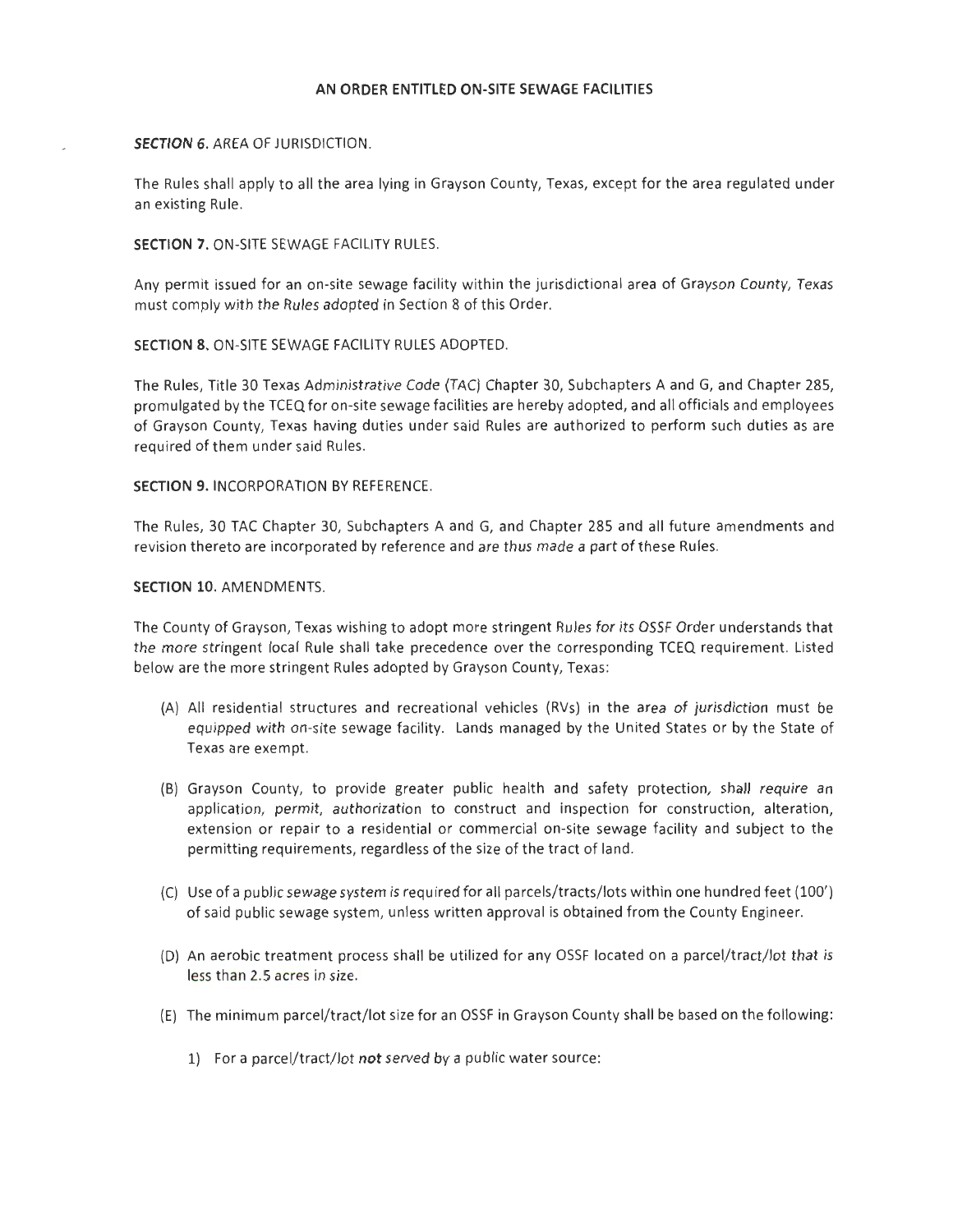# AN ORDER ENTITLED ON-SITE SEWAGE FACILITIES

**SECTION 6.** AREA OF JURISDICTION.

The Rules shall apply to all the area lying in Grayson County, Texas, except for the area regulated under an existing Rule.

**SECTION 7.** ON-SITE SEWAGE FACILITY RULES.

Any permit issued for an on-site sewage facility within the jurisdictional area of Grayson County, Texas must comply with the Rules adopted in Section 8 of this Order.

**SECTION 8.** ON-SITE SEWAGE FACILITY RULES ADOPTED.

The Rules, Title 30 Texas Administrative Code (TAC) Chapter 30, Subchapters A and G, and Chapter 285, promulgated by the TCEQ for on-site sewage facilities are hereby adopted, and all officials and employees of Grayson County, Texas having duties under said Rules are authorized to perform such duties as are required of them under said Rules.

**SECTION 9.** INCORPORATION BY REFERENCE.

The Rules, 30 TAC Chapter 30, Subchapters A and G, and Chapter 285 and all future amendments and revision thereto are incorporated by reference and are thus made a part of these Rules.

**SECTION 10.** AMENDMENTS.

The County of Grayson, Texas wishing to adopt more stringent Rules for its OSSF Order understands that the more stringent local Rule shall take precedence over the corresponding TCEQ requirement. Listed below are the more stringent Rules adopted by Grayson County, Texas:

(A) All residential structures and recreational vehicles (RVs) in the area of jurisdiction must be equipped with on-site sewage facility. Lands managed by the United States or by the State of Texas are exempt.

(B) Grayson County, to provide greater public health and safety protection, shall require an application, permit, authorization to construct and inspection for construction, alteration, extension or repair to a residential or commercial on-site sewage facility and subject to the permitting requirements, regardless of the size of the tract of land.

(C) Use of a public sewage system is required for all parcels/tracts/lots within one hundred feet (100') of said public sewage system, unless written approval is obtained from the County Engineer.

(D) An aerobic treatment process shall be utilized for any OSSF located on a parcel/tract/lot that is less than 2.5 acres in size.

(E) The minimum parcel/tract/lot size for an OSSF in Grayson County shall be based on the following:

1) For a parcel/tract/lot *not* served by a public water source: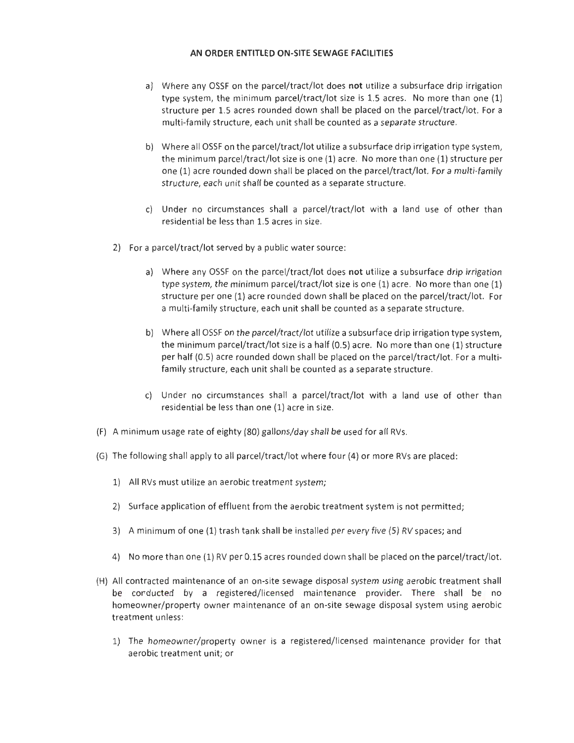**AN ORDER ENTITLED ON-SITE SEWAGE FACILITIES**

a) Where any OSSF on the parcel/tract/lot does **not** utilize a subsurface drip irrigation type system, the minimum parcel/tract/lot size is 1.5 acres. No more than one (1) structure per 1.5 acres rounded down shall be placed on the parcel/tract/lot. For a multi-family structure, each unit shall be counted as a separate structure.

b) Where all OSSF on the parcel/tract/lot utilize a subsurface drip irrigation type system, the minimum parcel/tract/lot size is one (1) acre. No more than one (1) structure per one (1) acre rounded down shall be placed on the parcel/tract/lot. For a multi-family structure, each unit shall be counted as a separate structure.

c) Under no circumstances shall a parcel/tract/lot with a land use of other than residential be less than 1.5 acres in size.

2) For a parcel/tract/lot served by a public water source:

a) Where any OSSF on the parcel/tract/lot does **not** utilize a subsurface drip irrigation type system, the minimum parcel/tract/lot size is one (1) acre. No more than one (1) structure per one (1) acre rounded down shall be placed on the parcel/tract/lot. For a multi-family structure, each unit shall be counted as a separate structure.

b) Where all OSSF on the parcel/tract/lot utilize a subsurface drip irrigation type system, the minimum parcel/tract/lot size is a half (0.5) acre. No more than one (1) structure per half (0.5) acre rounded down shall be placed on the parcel/tract/lot. For a multi-family structure, each unit shall be counted as a separate structure.

c) Under no circumstances shall a parcel/tract/lot with a land use of other than residential be less than one (1) acre in size.

(F) A minimum usage rate of eighty (80) gallons/day shall be used for all RVs.

(G) The following shall apply to all parcel/tract/lot where four (4) or more RVs are placed:

1) All RVs must utilize an aerobic treatment system;

2) Surface application of effluent from the aerobic treatment system is not permitted;

3) A minimum of one (1) trash tank shall be installed per every five (5) RV spaces; and

4) No more than one (1) RV per 0.15 acres rounded down shall be placed on the parcel/tract/lot.

(H) All contracted maintenance of an on-site sewage disposal system using aerobic treatment shall be conducted by a registered/licensed maintenance provider. There shall be no homeowner/property owner maintenance of an on-site sewage disposal system using aerobic treatment unless:

1) The homeowner/property owner is a registered/licensed maintenance provider for that aerobic treatment unit; or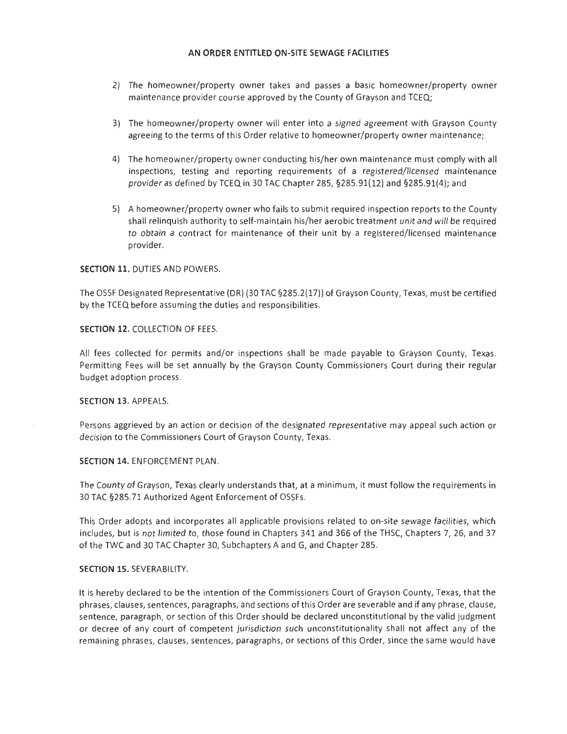2) The homeowner/property owner takes and passes a basic homeowner/property owner maintenance provider course approved by the County of Grayson and TCEQ;

3) The homeowner/property owner will enter into a signed agreement with Grayson County agreeing to the terms of this Order relative to homeowner/property owner maintenance;

4) The homeowner/property owner conducting his/her own maintenance must comply with all inspections, testing and reporting requirements of a registered/licensed maintenance provider as defined by TCEQ in 30 TAC Chapter 285, §285.91(12) and §285.91(4); and

5) A homeowner/property owner who fails to submit required inspection reports to the County shall relinquish authority to self-maintain his/her aerobic treatment unit and will be required to obtain a contract for maintenance of their unit by a registered/licensed maintenance provider.

**SECTION 11.** DUTIES AND POWERS.

The OSSF Designated Representative (DR) (30 TAC §285.2(17)) of Grayson County, Texas, must be certified by the TCEQ before assuming the duties and responsibilities.

**SECTION 12.** COLLECTION OF FEES.

All fees collected for permits and/or inspections shall be made payable to Grayson County, Texas. Permitting Fees will be set annually by the Grayson County Commissioners Court during their regular budget adoption process.

**SECTION 13.** APPEALS.

Persons aggrieved by an action or decision of the designated representative may appeal such action or decision to the Commissioners Court of Grayson County, Texas.

**SECTION 14.** ENFORCEMENT PLAN.

The County of Grayson, Texas clearly understands that, at a minimum, it must follow the requirements in 30 TAC §285.71 Authorized Agent Enforcement of OSSFs.

This Order adopts and incorporates all applicable provisions related to on-site sewage facilities, which includes, but is not limited to, those found in Chapters 341 and 366 of the THSC, Chapters 7, 26, and 37 of the TWC and 30 TAC Chapter 30, Subchapters A and G, and Chapter 285.

**SECTION 15.** SEVERABILITY.

It is hereby declared to be the intention of the Commissioners Court of Grayson County, Texas, that the phrases, clauses, sentences, paragraphs, and sections of this Order are severable and if any phrase, clause, sentence, paragraph, or section of this Order should be declared unconstitutional by the valid judgment or decree of any court of competent jurisdiction such unconstitutionality shall not affect any of the remaining phrases, clauses, sentences, paragraphs, or sections of this Order, since the same would have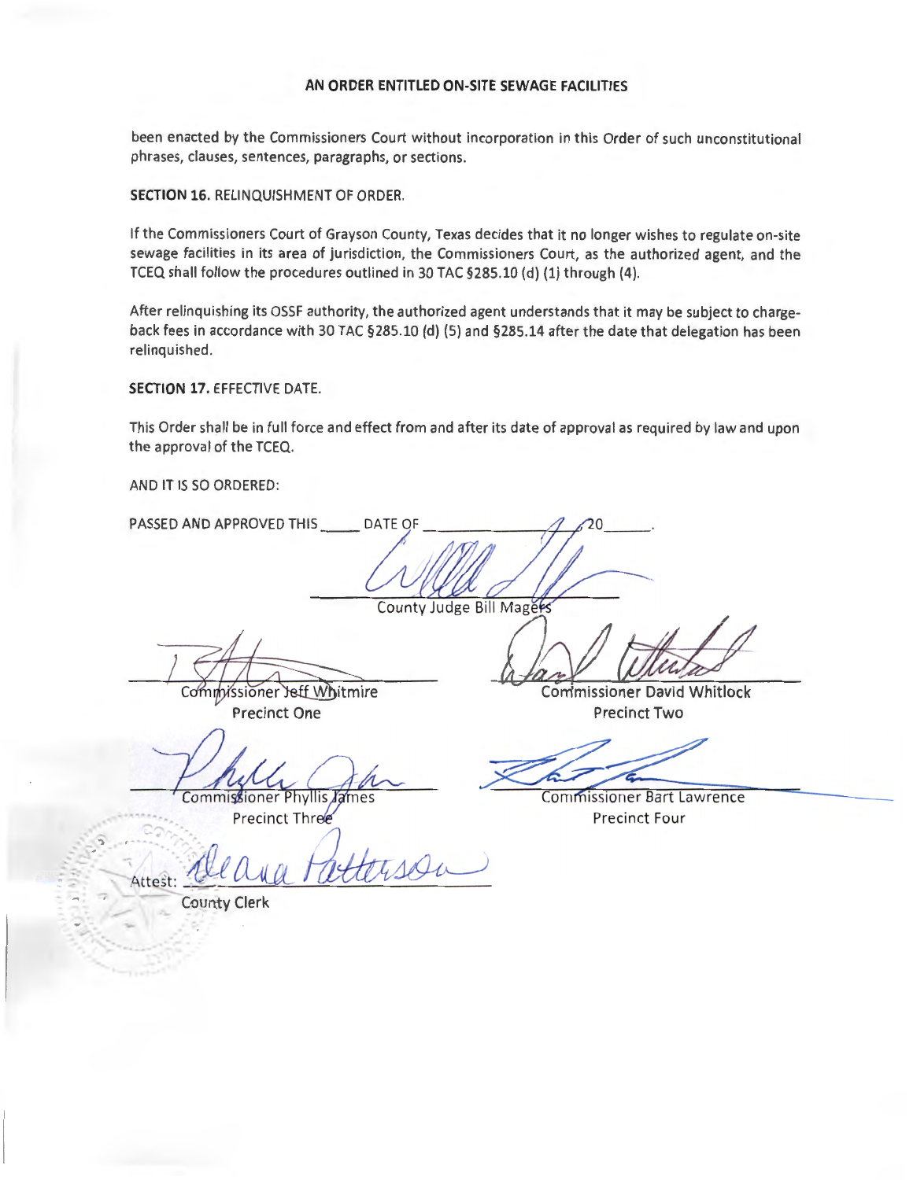**AN ORDER ENTITLED ON-SITE SEWAGE FACILITIES**

been enacted by the Commissioners Court without incorporation in this Order of such unconstitutional phrases, clauses, sentences, paragraphs, or sections.

**SECTION 16.** RELINQUISHMENT OF ORDER.

If the Commissioners Court of Grayson County, Texas decides that it no longer wishes to regulate on-site sewage facilities in its area of jurisdiction, the Commissioners Court, as the authorized agent, and the TCEQ shall follow the procedures outlined in 30 TAC §285.10 (d) (1) through (4).

After relinquishing its OSSF authority, the authorized agent understands that it may be subject to charge-back fees in accordance with 30 TAC §285.10 (d) (5) and §285.14 after the date that delegation has been relinquished.

**SECTION 17.** EFFECTIVE DATE.

This Order shall be in full force and effect from and after its date of approval as required by law and upon the approval of the TCEQ.

AND IT IS SO ORDERED:

PASSED AND APPROVED THIS _____ DATE OF ______________, 20______.

County Judge Bill Magers

Commissioner Jeff Whitmire
Precinct One

Commissioner David Whitlock
Precinct Two

Commissioner Phyllis James
Precinct Three

Commissioner Bart Lawrence
Precinct Four

Attest: Deana Patterson
County Clerk